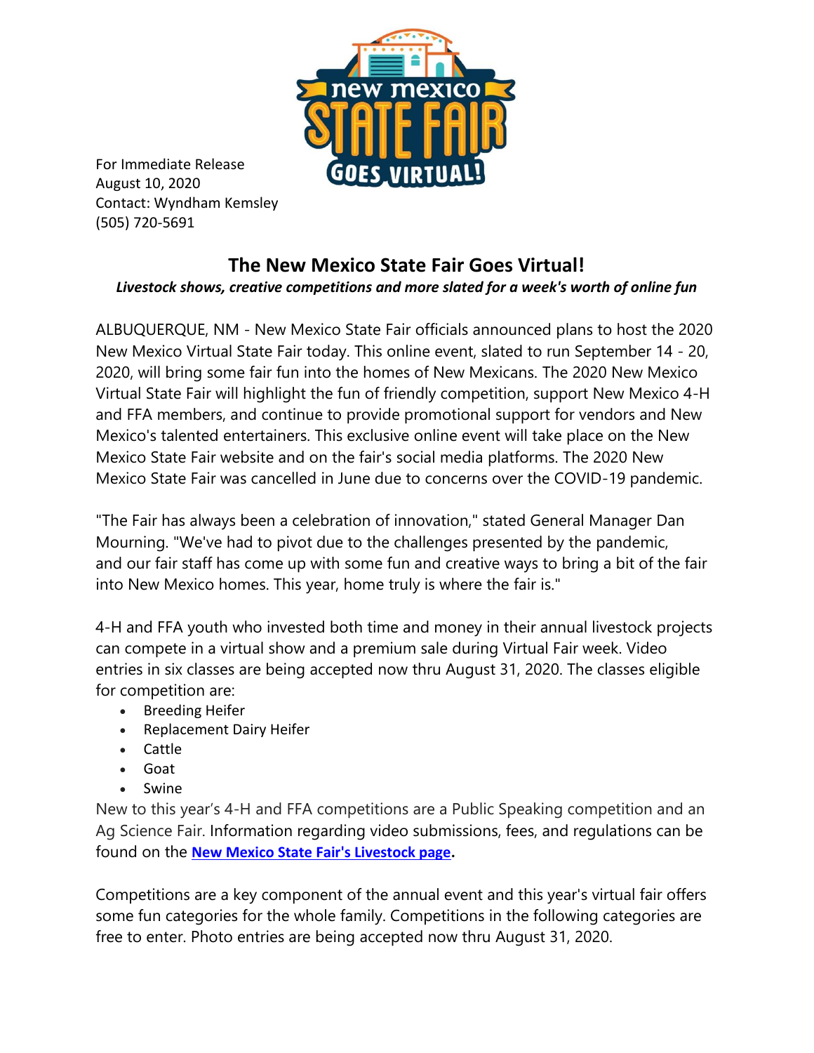For Immediate Release
August 10, 2020
Contact: Wyndham Kemsley
(505) 720-5691

# The New Mexico State Fair Goes Virtual!

***Livestock shows, creative competitions and more slated for a week's worth of online fun***

ALBUQUERQUE, NM - New Mexico State Fair officials announced plans to host the 2020 New Mexico Virtual State Fair today. This online event, slated to run September 14 - 20, 2020, will bring some fair fun into the homes of New Mexicans. The 2020 New Mexico Virtual State Fair will highlight the fun of friendly competition, support New Mexico 4-H and FFA members, and continue to provide promotional support for vendors and New Mexico's talented entertainers. This exclusive online event will take place on the New Mexico State Fair website and on the fair's social media platforms. The 2020 New Mexico State Fair was cancelled in June due to concerns over the COVID-19 pandemic.

"The Fair has always been a celebration of innovation," stated General Manager Dan Mourning. "We've had to pivot due to the challenges presented by the pandemic, and our fair staff has come up with some fun and creative ways to bring a bit of the fair into New Mexico homes. This year, home truly is where the fair is."

4-H and FFA youth who invested both time and money in their annual livestock projects can compete in a virtual show and a premium sale during Virtual Fair week. Video entries in six classes are being accepted now thru August 31, 2020. The classes eligible for competition are:

- Breeding Heifer
- Replacement Dairy Heifer
- Cattle
- Goat
- Swine

New to this year's 4-H and FFA competitions are a Public Speaking competition and an Ag Science Fair. Information regarding video submissions, fees, and regulations can be found on the **New Mexico State Fair's Livestock page.**

Competitions are a key component of the annual event and this year's virtual fair offers some fun categories for the whole family. Competitions in the following categories are free to enter. Photo entries are being accepted now thru August 31, 2020.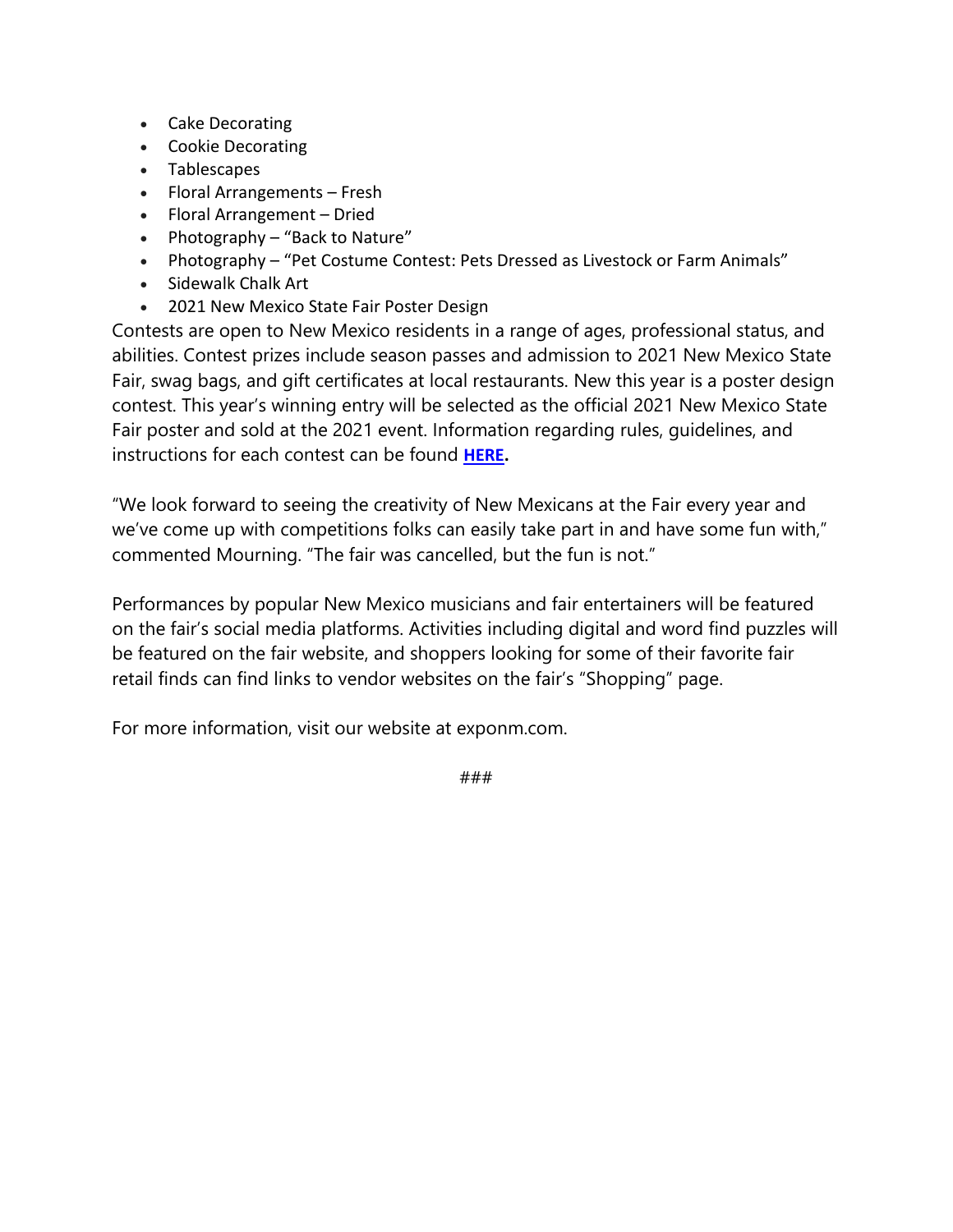- Cake Decorating
- Cookie Decorating
- Tablescapes
- Floral Arrangements – Fresh
- Floral Arrangement – Dried
- Photography – "Back to Nature"
- Photography – "Pet Costume Contest: Pets Dressed as Livestock or Farm Animals"
- Sidewalk Chalk Art
- 2021 New Mexico State Fair Poster Design

Contests are open to New Mexico residents in a range of ages, professional status, and abilities. Contest prizes include season passes and admission to 2021 New Mexico State Fair, swag bags, and gift certificates at local restaurants. New this year is a poster design contest. This year's winning entry will be selected as the official 2021 New Mexico State Fair poster and sold at the 2021 event. Information regarding rules, guidelines, and instructions for each contest can be found **HERE.**

"We look forward to seeing the creativity of New Mexicans at the Fair every year and we've come up with competitions folks can easily take part in and have some fun with," commented Mourning. "The fair was cancelled, but the fun is not."

Performances by popular New Mexico musicians and fair entertainers will be featured on the fair's social media platforms. Activities including digital and word find puzzles will be featured on the fair website, and shoppers looking for some of their favorite fair retail finds can find links to vendor websites on the fair's "Shopping" page.

For more information, visit our website at exponm.com.

###